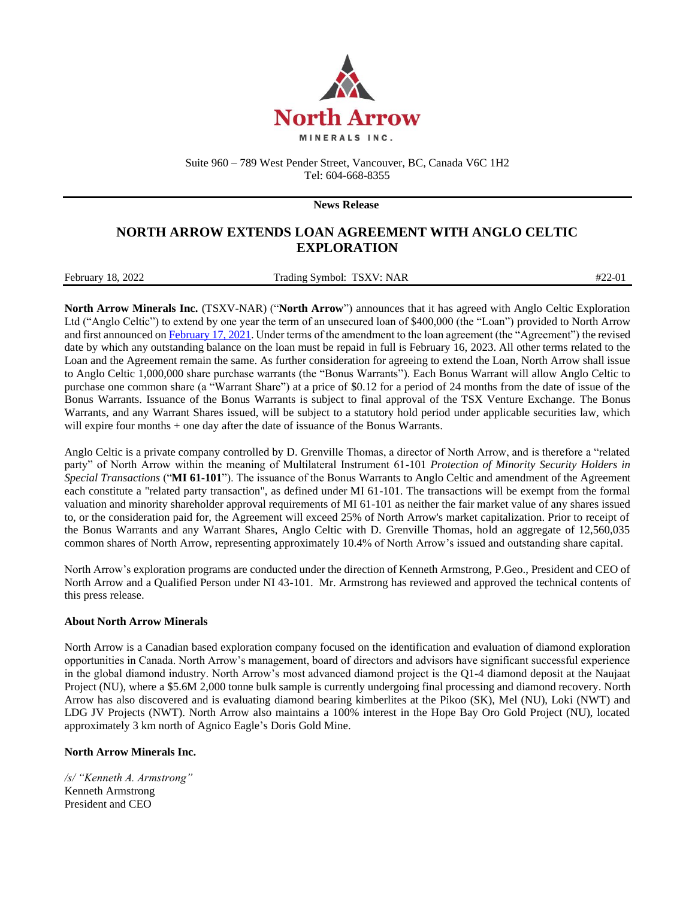North Arrow

MINERALS INC.

Suite 960 – 789 West Pender Street, Vancouver, BC, Canada V6C 1H2
Tel: 604-668-8355

**News Release**

# NORTH ARROW EXTENDS LOAN AGREEMENT WITH ANGLO CELTIC EXPLORATION

February 18, 2022 | Trading Symbol: TSXV: NAR | #22-01

**North Arrow Minerals Inc.** (TSXV-NAR) ("**North Arrow**") announces that it has agreed with Anglo Celtic Exploration Ltd ("Anglo Celtic") to extend by one year the term of an unsecured loan of $400,000 (the "Loan") provided to North Arrow and first announced on February 17, 2021. Under terms of the amendment to the loan agreement (the "Agreement") the revised date by which any outstanding balance on the loan must be repaid in full is February 16, 2023. All other terms related to the Loan and the Agreement remain the same. As further consideration for agreeing to extend the Loan, North Arrow shall issue to Anglo Celtic 1,000,000 share purchase warrants (the "Bonus Warrants"). Each Bonus Warrant will allow Anglo Celtic to purchase one common share (a "Warrant Share") at a price of $0.12 for a period of 24 months from the date of issue of the Bonus Warrants. Issuance of the Bonus Warrants is subject to final approval of the TSX Venture Exchange. The Bonus Warrants, and any Warrant Shares issued, will be subject to a statutory hold period under applicable securities law, which will expire four months + one day after the date of issuance of the Bonus Warrants.

Anglo Celtic is a private company controlled by D. Grenville Thomas, a director of North Arrow, and is therefore a "related party" of North Arrow within the meaning of Multilateral Instrument 61-101 *Protection of Minority Security Holders in Special Transactions* ("**MI 61-101**"). The issuance of the Bonus Warrants to Anglo Celtic and amendment of the Agreement each constitute a "related party transaction", as defined under MI 61-101. The transactions will be exempt from the formal valuation and minority shareholder approval requirements of MI 61-101 as neither the fair market value of any shares issued to, or the consideration paid for, the Agreement will exceed 25% of North Arrow's market capitalization. Prior to receipt of the Bonus Warrants and any Warrant Shares, Anglo Celtic with D. Grenville Thomas, hold an aggregate of 12,560,035 common shares of North Arrow, representing approximately 10.4% of North Arrow's issued and outstanding share capital.

North Arrow's exploration programs are conducted under the direction of Kenneth Armstrong, P.Geo., President and CEO of North Arrow and a Qualified Person under NI 43-101. Mr. Armstrong has reviewed and approved the technical contents of this press release.

**About North Arrow Minerals**

North Arrow is a Canadian based exploration company focused on the identification and evaluation of diamond exploration opportunities in Canada. North Arrow's management, board of directors and advisors have significant successful experience in the global diamond industry. North Arrow's most advanced diamond project is the Q1-4 diamond deposit at the Naujaat Project (NU), where a $5.6M 2,000 tonne bulk sample is currently undergoing final processing and diamond recovery. North Arrow has also discovered and is evaluating diamond bearing kimberlites at the Pikoo (SK), Mel (NU), Loki (NWT) and LDG JV Projects (NWT). North Arrow also maintains a 100% interest in the Hope Bay Oro Gold Project (NU), located approximately 3 km north of Agnico Eagle's Doris Gold Mine.

**North Arrow Minerals Inc.**

*/s/ "Kenneth A. Armstrong"*
Kenneth Armstrong
President and CEO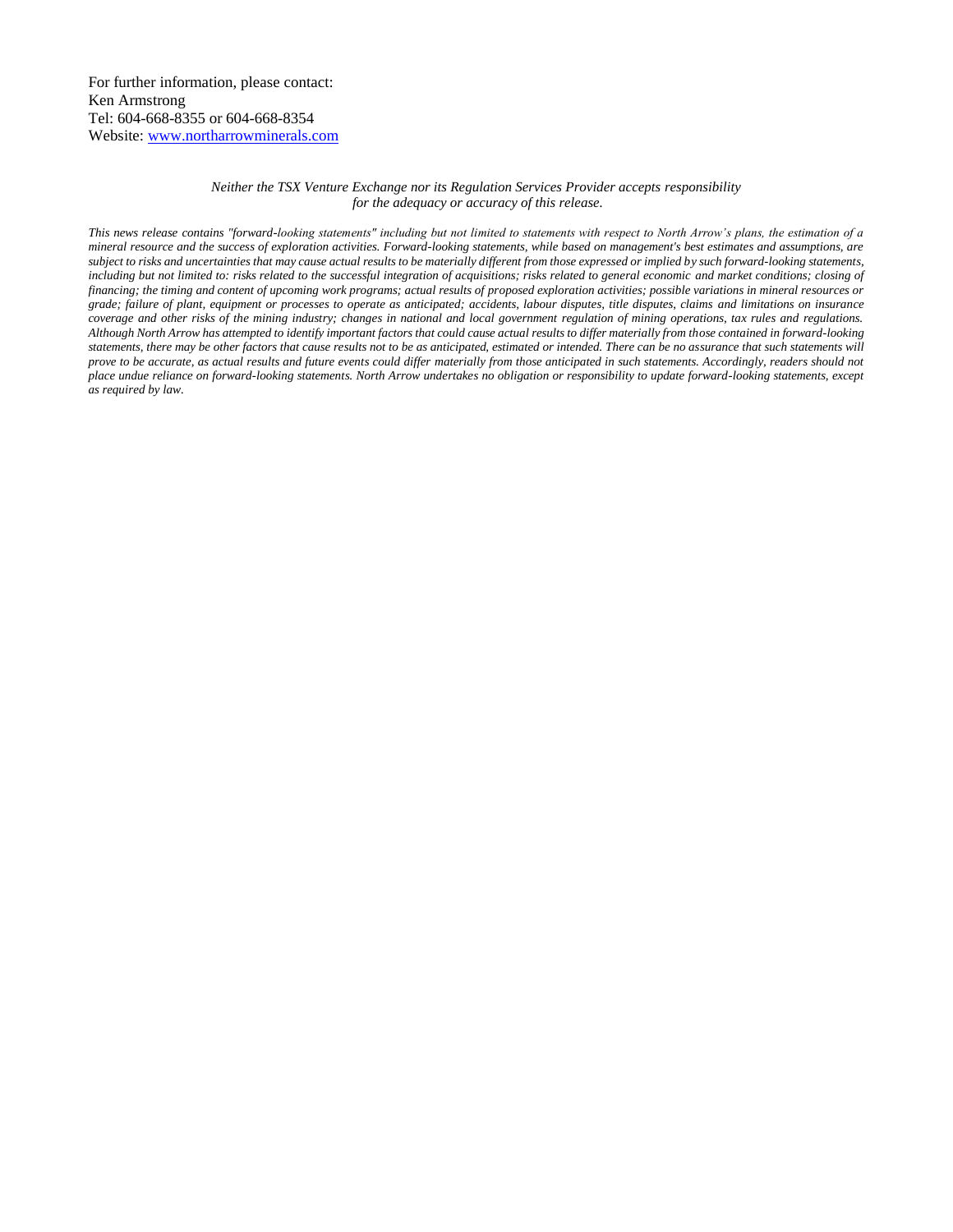For further information, please contact:
Ken Armstrong
Tel: 604-668-8355 or 604-668-8354
Website: [www.northarrowminerals.com](http://www.northarrowminerals.com)

*Neither the TSX Venture Exchange nor its Regulation Services Provider accepts responsibility for the adequacy or accuracy of this release.*

*This news release contains "forward-looking statements" including but not limited to statements with respect to North Arrow's plans, the estimation of a mineral resource and the success of exploration activities. Forward-looking statements, while based on management's best estimates and assumptions, are subject to risks and uncertainties that may cause actual results to be materially different from those expressed or implied by such forward-looking statements, including but not limited to: risks related to the successful integration of acquisitions; risks related to general economic and market conditions; closing of financing; the timing and content of upcoming work programs; actual results of proposed exploration activities; possible variations in mineral resources or grade; failure of plant, equipment or processes to operate as anticipated; accidents, labour disputes, title disputes, claims and limitations on insurance coverage and other risks of the mining industry; changes in national and local government regulation of mining operations, tax rules and regulations. Although North Arrow has attempted to identify important factors that could cause actual results to differ materially from those contained in forward-looking statements, there may be other factors that cause results not to be as anticipated, estimated or intended. There can be no assurance that such statements will prove to be accurate, as actual results and future events could differ materially from those anticipated in such statements. Accordingly, readers should not place undue reliance on forward-looking statements. North Arrow undertakes no obligation or responsibility to update forward-looking statements, except as required by law.*